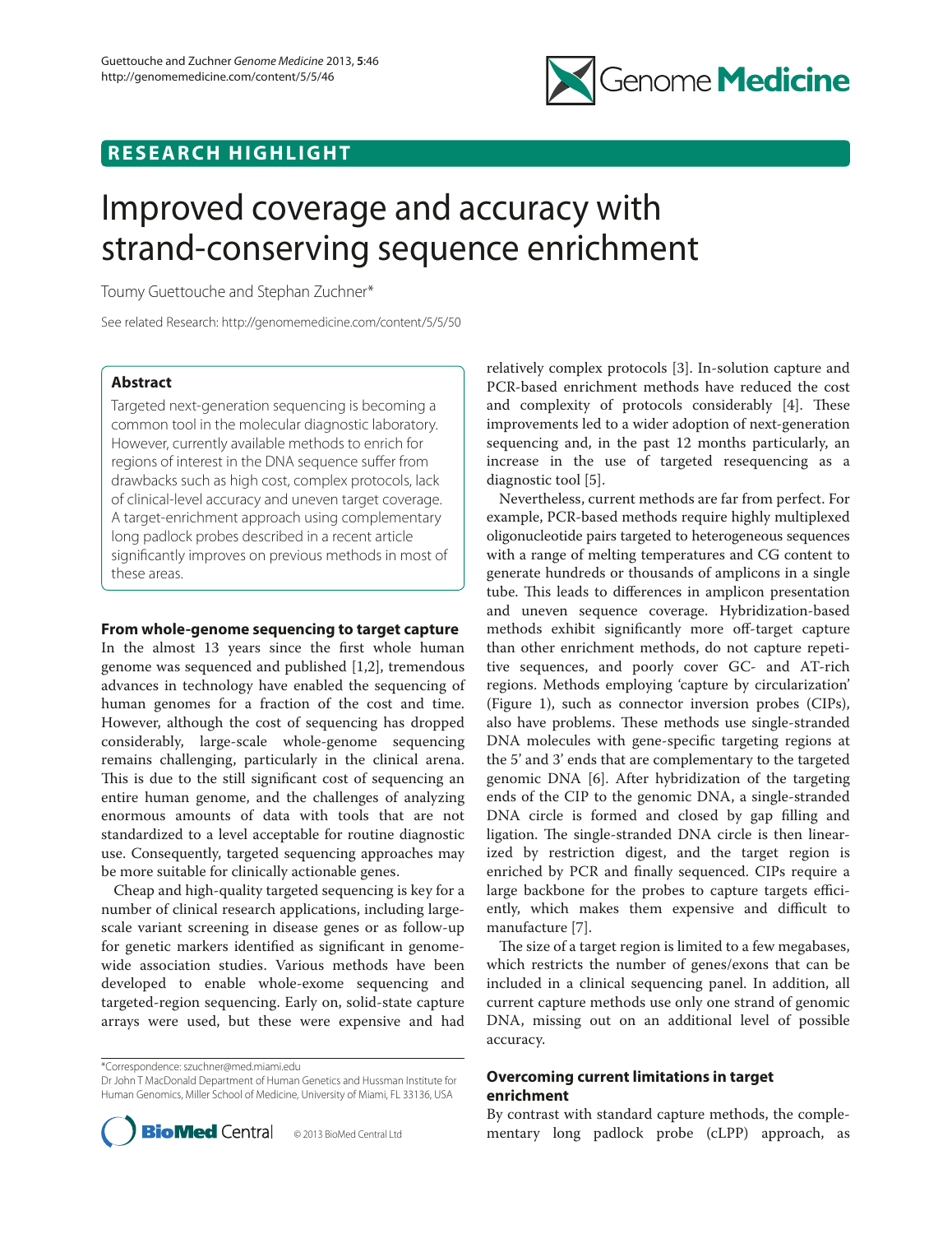## RESEARCH HIGHLIGHT

# Improved coverage and accuracy with strand-conserving sequence enrichment

Toumy Guettouche and Stephan Zuchner*

See related Research: http://genomemedicine.com/content/5/5/50

### Abstract

Targeted next-generation sequencing is becoming a common tool in the molecular diagnostic laboratory. However, currently available methods to enrich for regions of interest in the DNA sequence suffer from drawbacks such as high cost, complex protocols, lack of clinical-level accuracy and uneven target coverage. A target-enrichment approach using complementary long padlock probes described in a recent article significantly improves on previous methods in most of these areas.

### From whole-genome sequencing to target capture

In the almost 13 years since the first whole human genome was sequenced and published [1,2], tremendous advances in technology have enabled the sequencing of human genomes for a fraction of the cost and time. However, although the cost of sequencing has dropped considerably, large-scale whole-genome sequencing remains challenging, particularly in the clinical arena. This is due to the still significant cost of sequencing an entire human genome, and the challenges of analyzing enormous amounts of data with tools that are not standardized to a level acceptable for routine diagnostic use. Consequently, targeted sequencing approaches may be more suitable for clinically actionable genes.

Cheap and high-quality targeted sequencing is key for a number of clinical research applications, including large-scale variant screening in disease genes or as follow-up for genetic markers identified as significant in genome-wide association studies. Various methods have been developed to enable whole-exome sequencing and targeted-region sequencing. Early on, solid-state capture arrays were used, but these were expensive and had relatively complex protocols [3]. In-solution capture and PCR-based enrichment methods have reduced the cost and complexity of protocols considerably [4]. These improvements led to a wider adoption of next-generation sequencing and, in the past 12 months particularly, an increase in the use of targeted resequencing as a diagnostic tool [5].

Nevertheless, current methods are far from perfect. For example, PCR-based methods require highly multiplexed oligonucleotide pairs targeted to heterogeneous sequences with a range of melting temperatures and CG content to generate hundreds or thousands of amplicons in a single tube. This leads to differences in amplicon presentation and uneven sequence coverage. Hybridization-based methods exhibit significantly more off-target capture than other enrichment methods, do not capture repetitive sequences, and poorly cover GC- and AT-rich regions. Methods employing 'capture by circularization' (Figure 1), such as connector inversion probes (CIPs), also have problems. These methods use single-stranded DNA molecules with gene-specific targeting regions at the 5' and 3' ends that are complementary to the targeted genomic DNA [6]. After hybridization of the targeting ends of the CIP to the genomic DNA, a single-stranded DNA circle is formed and closed by gap filling and ligation. The single-stranded DNA circle is then linearized by restriction digest, and the target region is enriched by PCR and finally sequenced. CIPs require a large backbone for the probes to capture targets efficiently, which makes them expensive and difficult to manufacture [7].

The size of a target region is limited to a few megabases, which restricts the number of genes/exons that can be included in a clinical sequencing panel. In addition, all current capture methods use only one strand of genomic DNA, missing out on an additional level of possible accuracy.

### Overcoming current limitations in target enrichment

By contrast with standard capture methods, the complementary long padlock probe (cLPP) approach, as

*Correspondence: szuchner@med.miami.edu
Dr John T MacDonald Department of Human Genetics and Hussman Institute for Human Genomics, Miller School of Medicine, University of Miami, FL 33136, USA

© 2013 BioMed Central Ltd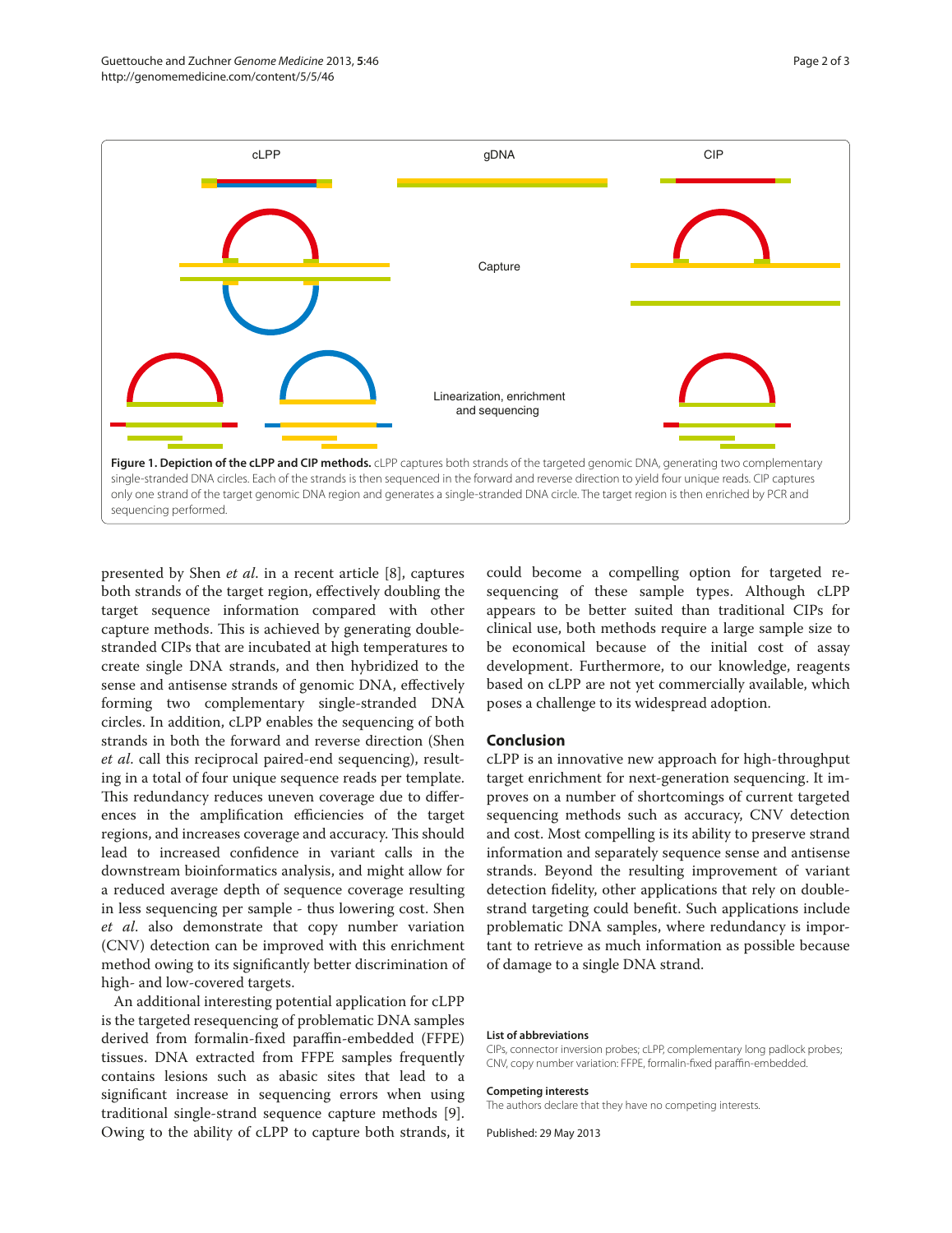cLPP

gDNA

CIP

Capture

Linearization, enrichment and sequencing

**Figure 1. Depiction of the cLPP and CIP methods.** cLPP captures both strands of the targeted genomic DNA, generating two complementary single-stranded DNA circles. Each of the strands is then sequenced in the forward and reverse direction to yield four unique reads. CIP captures only one strand of the target genomic DNA region and generates a single-stranded DNA circle. The target region is then enriched by PCR and sequencing performed.

presented by Shen *et al*. in a recent article [8], captures both strands of the target region, effectively doubling the target sequence information compared with other capture methods. This is achieved by generating double-stranded CIPs that are incubated at high temperatures to create single DNA strands, and then hybridized to the sense and antisense strands of genomic DNA, effectively forming two complementary single-stranded DNA circles. In addition, cLPP enables the sequencing of both strands in both the forward and reverse direction (Shen *et al*. call this reciprocal paired-end sequencing), resulting in a total of four unique sequence reads per template. This redundancy reduces uneven coverage due to differences in the amplification efficiencies of the target regions, and increases coverage and accuracy. This should lead to increased confidence in variant calls in the downstream bioinformatics analysis, and might allow for a reduced average depth of sequence coverage resulting in less sequencing per sample - thus lowering cost. Shen *et al*. also demonstrate that copy number variation (CNV) detection can be improved with this enrichment method owing to its significantly better discrimination of high- and low-covered targets.

An additional interesting potential application for cLPP is the targeted resequencing of problematic DNA samples derived from formalin-fixed paraffin-embedded (FFPE) tissues. DNA extracted from FFPE samples frequently contains lesions such as abasic sites that lead to a significant increase in sequencing errors when using traditional single-strand sequence capture methods [9]. Owing to the ability of cLPP to capture both strands, it could become a compelling option for targeted resequencing of these sample types. Although cLPP appears to be better suited than traditional CIPs for clinical use, both methods require a large sample size to be economical because of the initial cost of assay development. Furthermore, to our knowledge, reagents based on cLPP are not yet commercially available, which poses a challenge to its widespread adoption.

## Conclusion

cLPP is an innovative new approach for high-throughput target enrichment for next-generation sequencing. It improves on a number of shortcomings of current targeted sequencing methods such as accuracy, CNV detection and cost. Most compelling is its ability to preserve strand information and separately sequence sense and antisense strands. Beyond the resulting improvement of variant detection fidelity, other applications that rely on double-strand targeting could benefit. Such applications include problematic DNA samples, where redundancy is important to retrieve as much information as possible because of damage to a single DNA strand.

#### List of abbreviations

CIPs, connector inversion probes; cLPP, complementary long padlock probes; CNV, copy number variation: FFPE, formalin-fixed paraffin-embedded.

#### Competing interests

The authors declare that they have no competing interests.

Published: 29 May 2013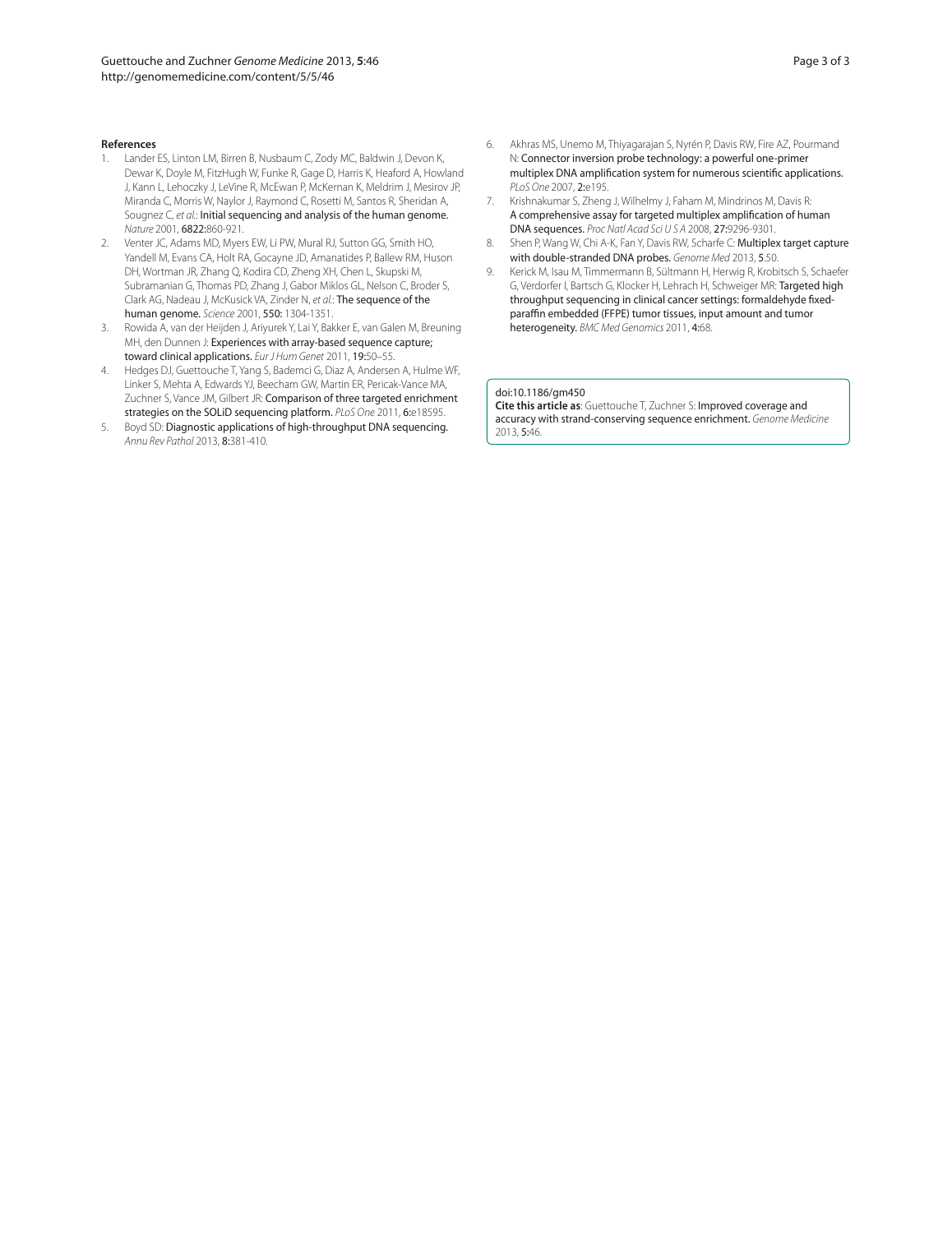## References

1. Lander ES, Linton LM, Birren B, Nusbaum C, Zody MC, Baldwin J, Devon K, Dewar K, Doyle M, FitzHugh W, Funke R, Gage D, Harris K, Heaford A, Howland J, Kann L, Lehoczky J, LeVine R, McEwan P, McKernan K, Meldrim J, Mesirov JP, Miranda C, Morris W, Naylor J, Raymond C, Rosetti M, Santos R, Sheridan A, Sougnez C, *et al.*: **Initial sequencing and analysis of the human genome.** *Nature* 2001, **6822:**860-921.
2. Venter JC, Adams MD, Myers EW, Li PW, Mural RJ, Sutton GG, Smith HO, Yandell M, Evans CA, Holt RA, Gocayne JD, Amanatides P, Ballew RM, Huson DH, Wortman JR, Zhang Q, Kodira CD, Zheng XH, Chen L, Skupski M, Subramanian G, Thomas PD, Zhang J, Gabor Miklos GL, Nelson C, Broder S, Clark AG, Nadeau J, McKusick VA, Zinder N, *et al.*: **The sequence of the human genome.** *Science* 2001, **550:** 1304-1351.
3. Rowida A, van der Heijden J, Ariyurek Y, Lai Y, Bakker E, van Galen M, Breuning MH, den Dunnen J: **Experiences with array-based sequence capture; toward clinical applications.** *Eur J Hum Genet* 2011, **19:**50–55.
4. Hedges DJ, Guettouche T, Yang S, Bademci G, Diaz A, Andersen A, Hulme WF, Linker S, Mehta A, Edwards YJ, Beecham GW, Martin ER, Pericak-Vance MA, Zuchner S, Vance JM, Gilbert JR: **Comparison of three targeted enrichment strategies on the SOLiD sequencing platform.** *PLoS One* 2011, **6:**e18595.
5. Boyd SD: **Diagnostic applications of high-throughput DNA sequencing.** *Annu Rev Pathol* 2013, **8:**381-410.
6. Akhras MS, Unemo M, Thiyagarajan S, Nyrén P, Davis RW, Fire AZ, Pourmand N: **Connector inversion probe technology: a powerful one-primer multiplex DNA amplification system for numerous scientific applications.** *PLoS One* 2007, **2:**e195.
7. Krishnakumar S, Zheng J, Wilhelmy J, Faham M, Mindrinos M, Davis R: **A comprehensive assay for targeted multiplex amplification of human DNA sequences.** *Proc Natl Acad Sci U S A* 2008, **27:**9296-9301.
8. Shen P, Wang W, Chi A-K, Fan Y, Davis RW, Scharfe C: **Multiplex target capture with double-stranded DNA probes.** *Genome Med* 2013, **5**.50.
9. Kerick M, Isau M, Timmermann B, Sültmann H, Herwig R, Krobitsch S, Schaefer G, Verdorfer I, Bartsch G, Klocker H, Lehrach H, Schweiger MR: **Targeted high throughput sequencing in clinical cancer settings: formaldehyde fixed-paraffin embedded (FFPE) tumor tissues, input amount and tumor heterogeneity.** *BMC Med Genomics* 2011, **4:**68.

doi:10.1186/gm450

**Cite this article as**: Guettouche T, Zuchner S: **Improved coverage and accuracy with strand-conserving sequence enrichment.** *Genome Medicine* 2013, **5:**46.